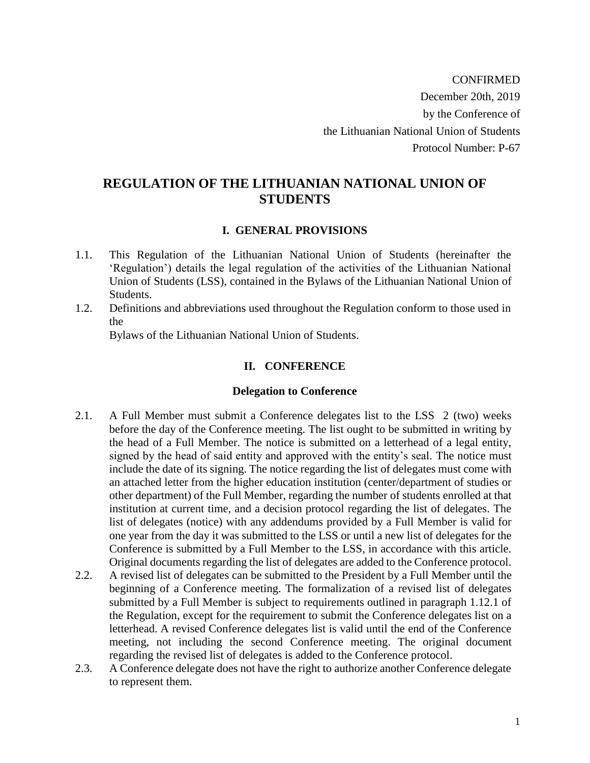CONFIRMED
December 20th, 2019
by the Conference of
the Lithuanian National Union of Students
Protocol Number: P-67

# REGULATION OF THE LITHUANIAN NATIONAL UNION OF STUDENTS

## I. GENERAL PROVISIONS

1.1. This Regulation of the Lithuanian National Union of Students (hereinafter the 'Regulation') details the legal regulation of the activities of the Lithuanian National Union of Students (LSS), contained in the Bylaws of the Lithuanian National Union of Students.

1.2. Definitions and abbreviations used throughout the Regulation conform to those used in the
Bylaws of the Lithuanian National Union of Students.

## II. CONFERENCE

### Delegation to Conference

2.1. A Full Member must submit a Conference delegates list to the LSS 2 (two) weeks before the day of the Conference meeting. The list ought to be submitted in writing by the head of a Full Member. The notice is submitted on a letterhead of a legal entity, signed by the head of said entity and approved with the entity's seal. The notice must include the date of its signing. The notice regarding the list of delegates must come with an attached letter from the higher education institution (center/department of studies or other department) of the Full Member, regarding the number of students enrolled at that institution at current time, and a decision protocol regarding the list of delegates. The list of delegates (notice) with any addendums provided by a Full Member is valid for one year from the day it was submitted to the LSS or until a new list of delegates for the Conference is submitted by a Full Member to the LSS, in accordance with this article. Original documents regarding the list of delegates are added to the Conference protocol.

2.2. A revised list of delegates can be submitted to the President by a Full Member until the beginning of a Conference meeting. The formalization of a revised list of delegates submitted by a Full Member is subject to requirements outlined in paragraph 1.12.1 of the Regulation, except for the requirement to submit the Conference delegates list on a letterhead. A revised Conference delegates list is valid until the end of the Conference meeting, not including the second Conference meeting. The original document regarding the revised list of delegates is added to the Conference protocol.

2.3. A Conference delegate does not have the right to authorize another Conference delegate to represent them.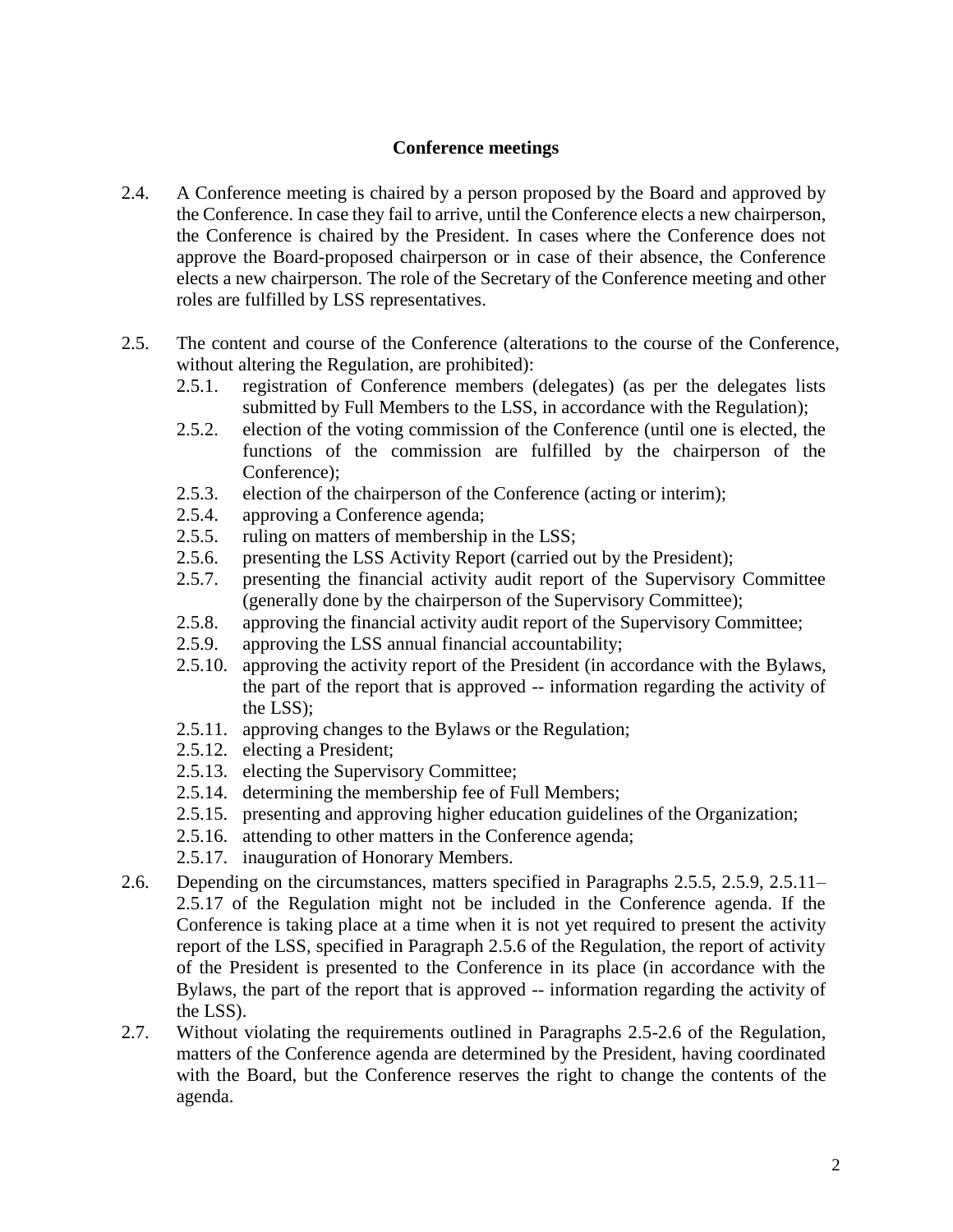### Conference meetings

2.4. A Conference meeting is chaired by a person proposed by the Board and approved by the Conference. In case they fail to arrive, until the Conference elects a new chairperson, the Conference is chaired by the President. In cases where the Conference does not approve the Board-proposed chairperson or in case of their absence, the Conference elects a new chairperson. The role of the Secretary of the Conference meeting and other roles are fulfilled by LSS representatives.

2.5. The content and course of the Conference (alterations to the course of the Conference, without altering the Regulation, are prohibited):

- 2.5.1. registration of Conference members (delegates) (as per the delegates lists submitted by Full Members to the LSS, in accordance with the Regulation);
- 2.5.2. election of the voting commission of the Conference (until one is elected, the functions of the commission are fulfilled by the chairperson of the Conference);
- 2.5.3. election of the chairperson of the Conference (acting or interim);
- 2.5.4. approving a Conference agenda;
- 2.5.5. ruling on matters of membership in the LSS;
- 2.5.6. presenting the LSS Activity Report (carried out by the President);
- 2.5.7. presenting the financial activity audit report of the Supervisory Committee (generally done by the chairperson of the Supervisory Committee);
- 2.5.8. approving the financial activity audit report of the Supervisory Committee;
- 2.5.9. approving the LSS annual financial accountability;
- 2.5.10. approving the activity report of the President (in accordance with the Bylaws, the part of the report that is approved -- information regarding the activity of the LSS);
- 2.5.11. approving changes to the Bylaws or the Regulation;
- 2.5.12. electing a President;
- 2.5.13. electing the Supervisory Committee;
- 2.5.14. determining the membership fee of Full Members;
- 2.5.15. presenting and approving higher education guidelines of the Organization;
- 2.5.16. attending to other matters in the Conference agenda;
- 2.5.17. inauguration of Honorary Members.

2.6. Depending on the circumstances, matters specified in Paragraphs 2.5.5, 2.5.9, 2.5.11–2.5.17 of the Regulation might not be included in the Conference agenda. If the Conference is taking place at a time when it is not yet required to present the activity report of the LSS, specified in Paragraph 2.5.6 of the Regulation, the report of activity of the President is presented to the Conference in its place (in accordance with the Bylaws, the part of the report that is approved -- information regarding the activity of the LSS).

2.7. Without violating the requirements outlined in Paragraphs 2.5-2.6 of the Regulation, matters of the Conference agenda are determined by the President, having coordinated with the Board, but the Conference reserves the right to change the contents of the agenda.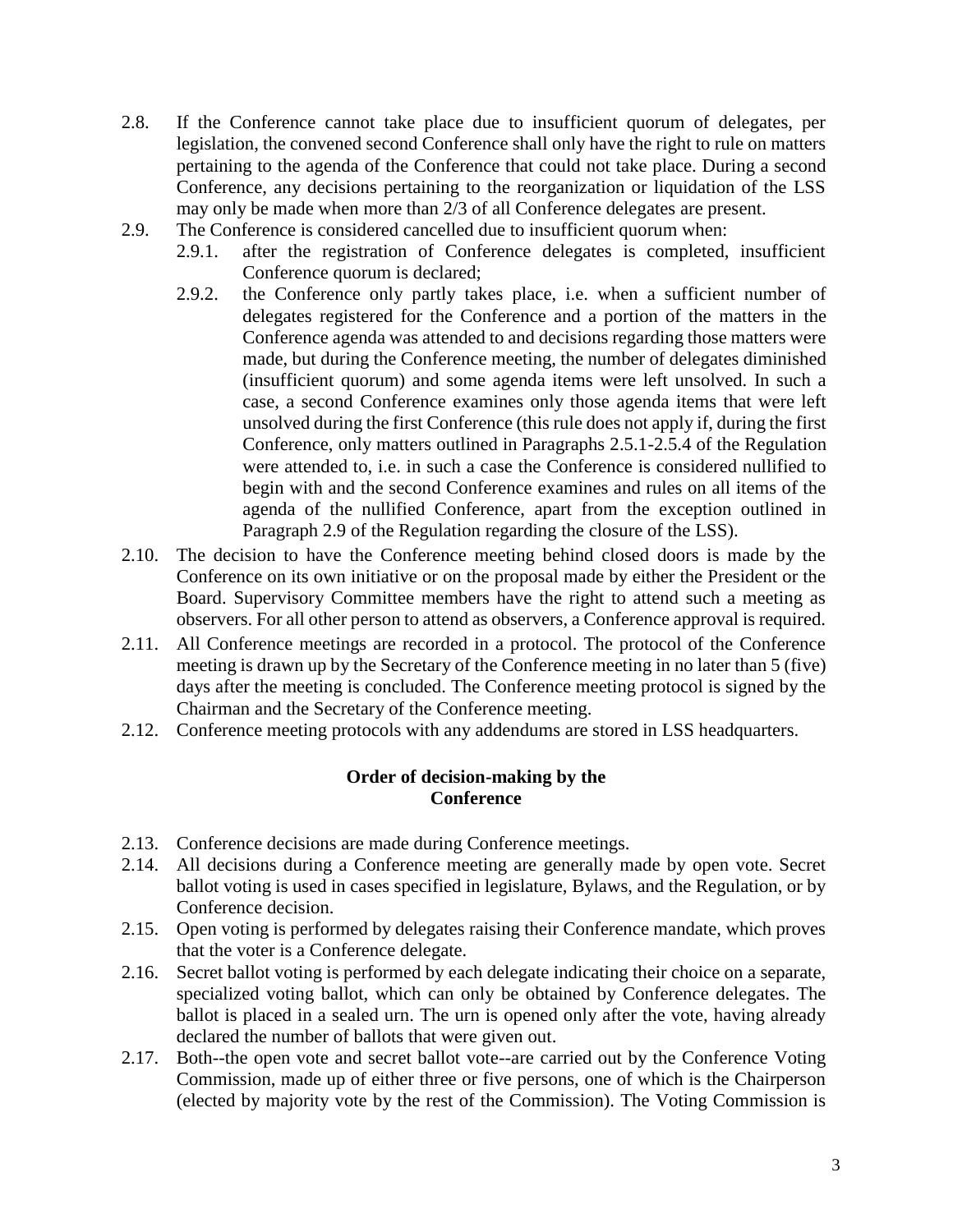2.8. If the Conference cannot take place due to insufficient quorum of delegates, per legislation, the convened second Conference shall only have the right to rule on matters pertaining to the agenda of the Conference that could not take place. During a second Conference, any decisions pertaining to the reorganization or liquidation of the LSS may only be made when more than 2/3 of all Conference delegates are present.

2.9. The Conference is considered cancelled due to insufficient quorum when:

2.9.1. after the registration of Conference delegates is completed, insufficient Conference quorum is declared;

2.9.2. the Conference only partly takes place, i.e. when a sufficient number of delegates registered for the Conference and a portion of the matters in the Conference agenda was attended to and decisions regarding those matters were made, but during the Conference meeting, the number of delegates diminished (insufficient quorum) and some agenda items were left unsolved. In such a case, a second Conference examines only those agenda items that were left unsolved during the first Conference (this rule does not apply if, during the first Conference, only matters outlined in Paragraphs 2.5.1-2.5.4 of the Regulation were attended to, i.e. in such a case the Conference is considered nullified to begin with and the second Conference examines and rules on all items of the agenda of the nullified Conference, apart from the exception outlined in Paragraph 2.9 of the Regulation regarding the closure of the LSS).

2.10. The decision to have the Conference meeting behind closed doors is made by the Conference on its own initiative or on the proposal made by either the President or the Board. Supervisory Committee members have the right to attend such a meeting as observers. For all other person to attend as observers, a Conference approval is required.

2.11. All Conference meetings are recorded in a protocol. The protocol of the Conference meeting is drawn up by the Secretary of the Conference meeting in no later than 5 (five) days after the meeting is concluded. The Conference meeting protocol is signed by the Chairman and the Secretary of the Conference meeting.

2.12. Conference meeting protocols with any addendums are stored in LSS headquarters.

### Order of decision-making by the Conference

2.13. Conference decisions are made during Conference meetings.

2.14. All decisions during a Conference meeting are generally made by open vote. Secret ballot voting is used in cases specified in legislature, Bylaws, and the Regulation, or by Conference decision.

2.15. Open voting is performed by delegates raising their Conference mandate, which proves that the voter is a Conference delegate.

2.16. Secret ballot voting is performed by each delegate indicating their choice on a separate, specialized voting ballot, which can only be obtained by Conference delegates. The ballot is placed in a sealed urn. The urn is opened only after the vote, having already declared the number of ballots that were given out.

2.17. Both--the open vote and secret ballot vote--are carried out by the Conference Voting Commission, made up of either three or five persons, one of which is the Chairperson (elected by majority vote by the rest of the Commission). The Voting Commission is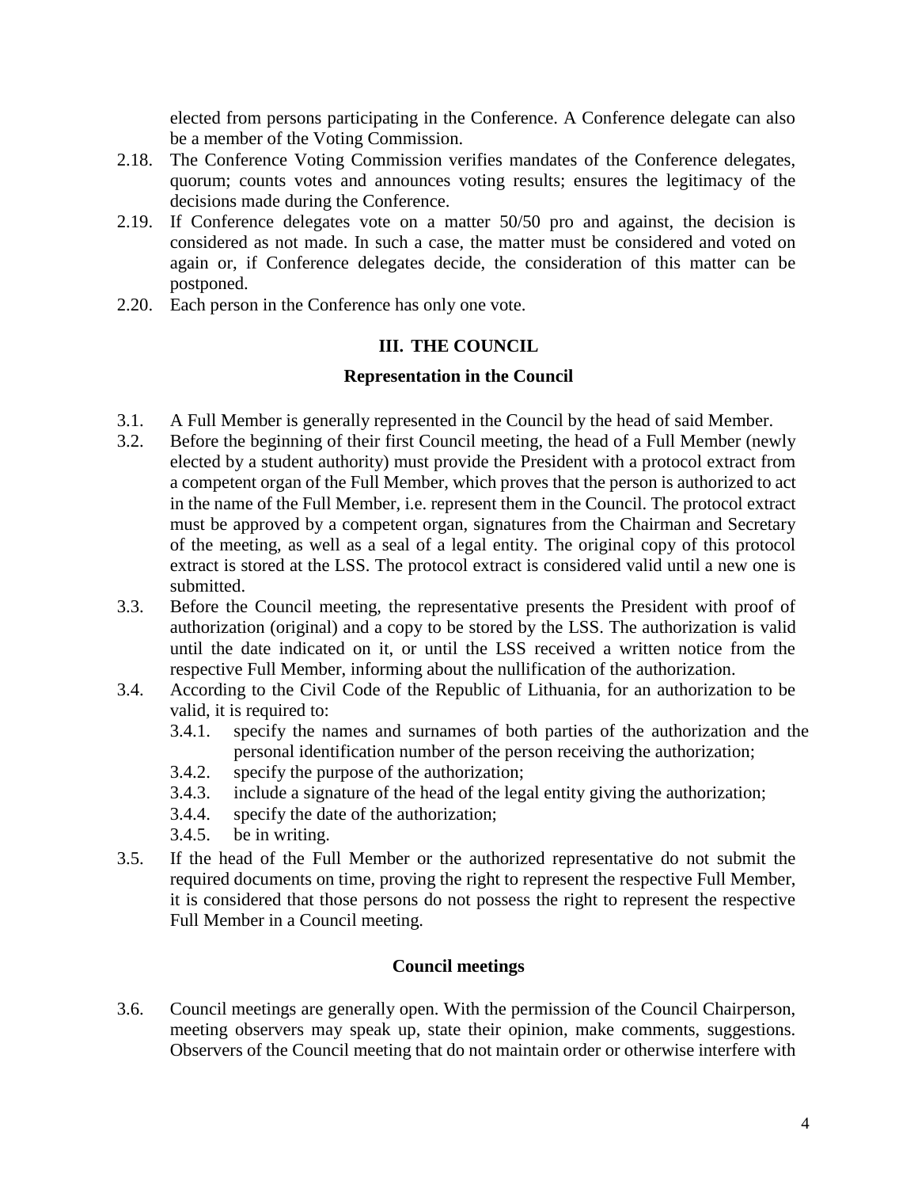elected from persons participating in the Conference. A Conference delegate can also be a member of the Voting Commission.

2.18. The Conference Voting Commission verifies mandates of the Conference delegates, quorum; counts votes and announces voting results; ensures the legitimacy of the decisions made during the Conference.

2.19. If Conference delegates vote on a matter 50/50 pro and against, the decision is considered as not made. In such a case, the matter must be considered and voted on again or, if Conference delegates decide, the consideration of this matter can be postponed.

2.20. Each person in the Conference has only one vote.

## III. THE COUNCIL

### Representation in the Council

3.1. A Full Member is generally represented in the Council by the head of said Member.

3.2. Before the beginning of their first Council meeting, the head of a Full Member (newly elected by a student authority) must provide the President with a protocol extract from a competent organ of the Full Member, which proves that the person is authorized to act in the name of the Full Member, i.e. represent them in the Council. The protocol extract must be approved by a competent organ, signatures from the Chairman and Secretary of the meeting, as well as a seal of a legal entity. The original copy of this protocol extract is stored at the LSS. The protocol extract is considered valid until a new one is submitted.

3.3. Before the Council meeting, the representative presents the President with proof of authorization (original) and a copy to be stored by the LSS. The authorization is valid until the date indicated on it, or until the LSS received a written notice from the respective Full Member, informing about the nullification of the authorization.

3.4. According to the Civil Code of the Republic of Lithuania, for an authorization to be valid, it is required to:

  3.4.1. specify the names and surnames of both parties of the authorization and the personal identification number of the person receiving the authorization;
  
  3.4.2. specify the purpose of the authorization;
  
  3.4.3. include a signature of the head of the legal entity giving the authorization;
  
  3.4.4. specify the date of the authorization;
  
  3.4.5. be in writing.

3.5. If the head of the Full Member or the authorized representative do not submit the required documents on time, proving the right to represent the respective Full Member, it is considered that those persons do not possess the right to represent the respective Full Member in a Council meeting.

### Council meetings

3.6. Council meetings are generally open. With the permission of the Council Chairperson, meeting observers may speak up, state their opinion, make comments, suggestions. Observers of the Council meeting that do not maintain order or otherwise interfere with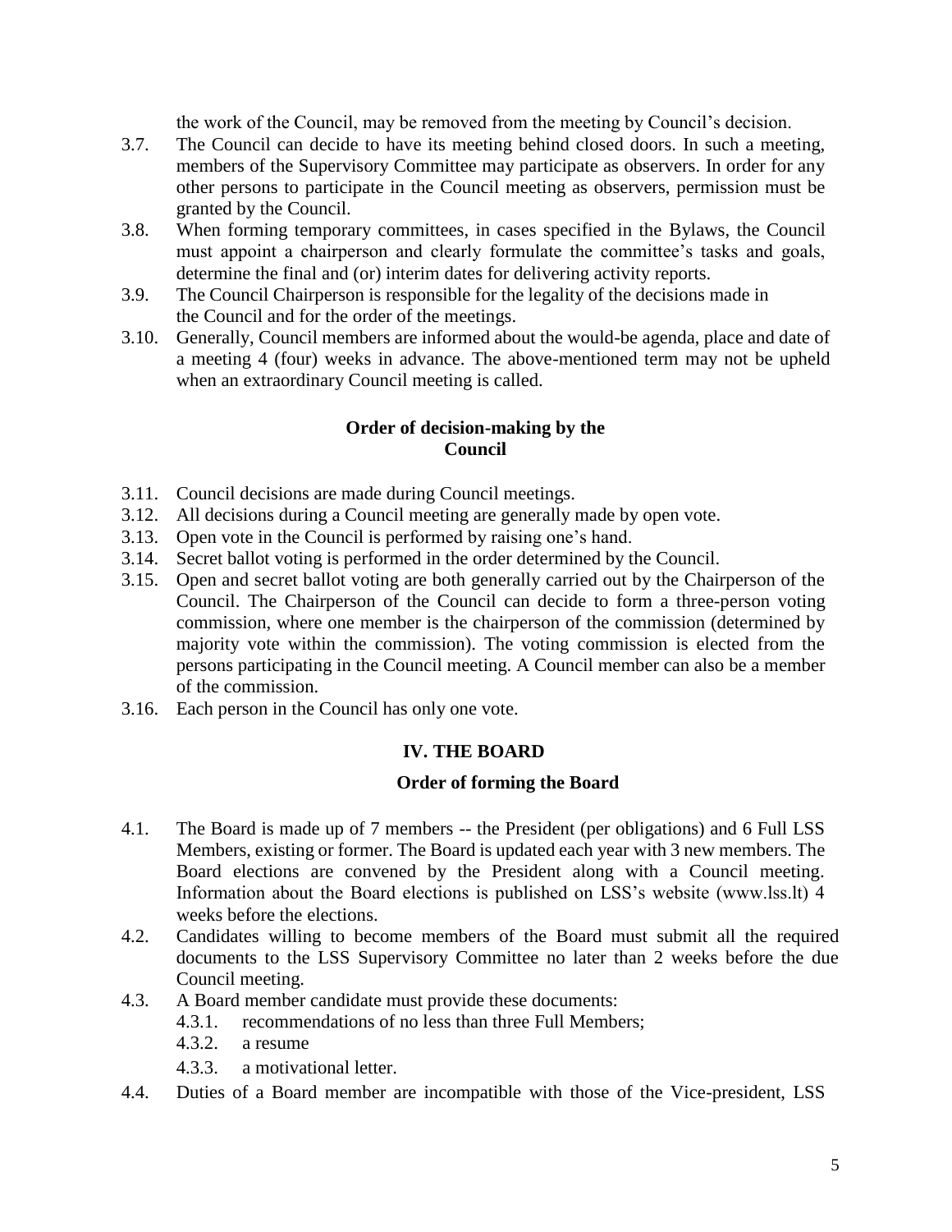the work of the Council, may be removed from the meeting by Council's decision.

3.7. The Council can decide to have its meeting behind closed doors. In such a meeting, members of the Supervisory Committee may participate as observers. In order for any other persons to participate in the Council meeting as observers, permission must be granted by the Council.

3.8. When forming temporary committees, in cases specified in the Bylaws, the Council must appoint a chairperson and clearly formulate the committee's tasks and goals, determine the final and (or) interim dates for delivering activity reports.

3.9. The Council Chairperson is responsible for the legality of the decisions made in the Council and for the order of the meetings.

3.10. Generally, Council members are informed about the would-be agenda, place and date of a meeting 4 (four) weeks in advance. The above-mentioned term may not be upheld when an extraordinary Council meeting is called.

### Order of decision-making by the Council

3.11. Council decisions are made during Council meetings.

3.12. All decisions during a Council meeting are generally made by open vote.

3.13. Open vote in the Council is performed by raising one's hand.

3.14. Secret ballot voting is performed in the order determined by the Council.

3.15. Open and secret ballot voting are both generally carried out by the Chairperson of the Council. The Chairperson of the Council can decide to form a three-person voting commission, where one member is the chairperson of the commission (determined by majority vote within the commission). The voting commission is elected from the persons participating in the Council meeting. A Council member can also be a member of the commission.

3.16. Each person in the Council has only one vote.

## IV. THE BOARD

### Order of forming the Board

4.1. The Board is made up of 7 members -- the President (per obligations) and 6 Full LSS Members, existing or former. The Board is updated each year with 3 new members. The Board elections are convened by the President along with a Council meeting. Information about the Board elections is published on LSS's website (www.lss.lt) 4 weeks before the elections.

4.2. Candidates willing to become members of the Board must submit all the required documents to the LSS Supervisory Committee no later than 2 weeks before the due Council meeting.

4.3. A Board member candidate must provide these documents:

- 4.3.1. recommendations of no less than three Full Members;
- 4.3.2. a resume
- 4.3.3. a motivational letter.

4.4. Duties of a Board member are incompatible with those of the Vice-president, LSS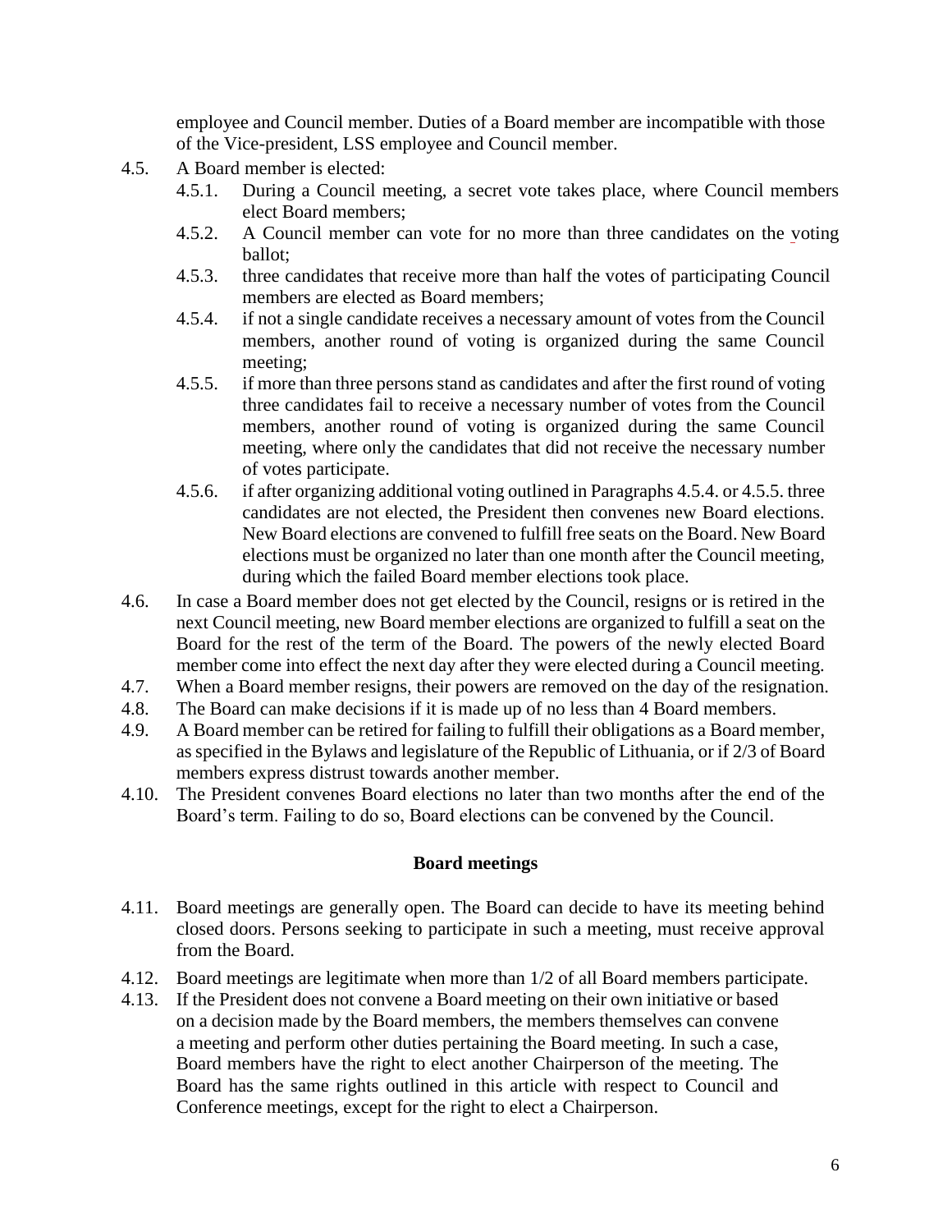employee and Council member. Duties of a Board member are incompatible with those of the Vice-president, LSS employee and Council member.

4.5. A Board member is elected:
   4.5.1. During a Council meeting, a secret vote takes place, where Council members elect Board members;
   4.5.2. A Council member can vote for no more than three candidates on the voting ballot;
   4.5.3. three candidates that receive more than half the votes of participating Council members are elected as Board members;
   4.5.4. if not a single candidate receives a necessary amount of votes from the Council members, another round of voting is organized during the same Council meeting;
   4.5.5. if more than three persons stand as candidates and after the first round of voting three candidates fail to receive a necessary number of votes from the Council members, another round of voting is organized during the same Council meeting, where only the candidates that did not receive the necessary number of votes participate.
   4.5.6. if after organizing additional voting outlined in Paragraphs 4.5.4. or 4.5.5. three candidates are not elected, the President then convenes new Board elections. New Board elections are convened to fulfill free seats on the Board. New Board elections must be organized no later than one month after the Council meeting, during which the failed Board member elections took place.

4.6. In case a Board member does not get elected by the Council, resigns or is retired in the next Council meeting, new Board member elections are organized to fulfill a seat on the Board for the rest of the term of the Board. The powers of the newly elected Board member come into effect the next day after they were elected during a Council meeting.

4.7. When a Board member resigns, their powers are removed on the day of the resignation.

4.8. The Board can make decisions if it is made up of no less than 4 Board members.

4.9. A Board member can be retired for failing to fulfill their obligations as a Board member, as specified in the Bylaws and legislature of the Republic of Lithuania, or if 2/3 of Board members express distrust towards another member.

4.10. The President convenes Board elections no later than two months after the end of the Board's term. Failing to do so, Board elections can be convened by the Council.

**Board meetings**

4.11. Board meetings are generally open. The Board can decide to have its meeting behind closed doors. Persons seeking to participate in such a meeting, must receive approval from the Board.

4.12. Board meetings are legitimate when more than 1/2 of all Board members participate.

4.13. If the President does not convene a Board meeting on their own initiative or based on a decision made by the Board members, the members themselves can convene a meeting and perform other duties pertaining the Board meeting. In such a case, Board members have the right to elect another Chairperson of the meeting. The Board has the same rights outlined in this article with respect to Council and Conference meetings, except for the right to elect a Chairperson.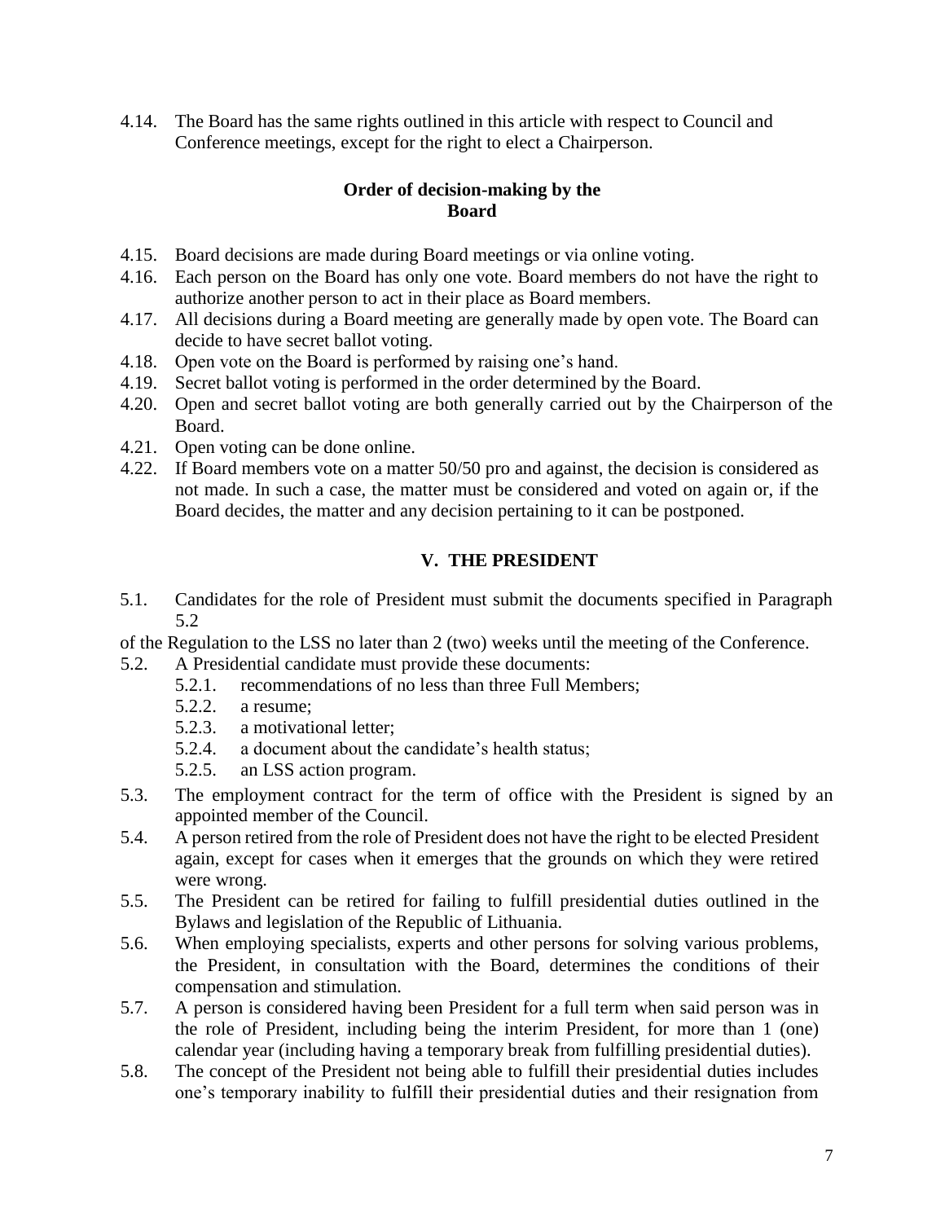4.14. The Board has the same rights outlined in this article with respect to Council and Conference meetings, except for the right to elect a Chairperson.

### Order of decision-making by the Board

4.15. Board decisions are made during Board meetings or via online voting.

4.16. Each person on the Board has only one vote. Board members do not have the right to authorize another person to act in their place as Board members.

4.17. All decisions during a Board meeting are generally made by open vote. The Board can decide to have secret ballot voting.

4.18. Open vote on the Board is performed by raising one's hand.

4.19. Secret ballot voting is performed in the order determined by the Board.

4.20. Open and secret ballot voting are both generally carried out by the Chairperson of the Board.

4.21. Open voting can be done online.

4.22. If Board members vote on a matter 50/50 pro and against, the decision is considered as not made. In such a case, the matter must be considered and voted on again or, if the Board decides, the matter and any decision pertaining to it can be postponed.

## V. THE PRESIDENT

5.1. Candidates for the role of President must submit the documents specified in Paragraph 5.2 of the Regulation to the LSS no later than 2 (two) weeks until the meeting of the Conference.

5.2. A Presidential candidate must provide these documents:

- 5.2.1. recommendations of no less than three Full Members;
- 5.2.2. a resume;
- 5.2.3. a motivational letter;
- 5.2.4. a document about the candidate's health status;
- 5.2.5. an LSS action program.

5.3. The employment contract for the term of office with the President is signed by an appointed member of the Council.

5.4. A person retired from the role of President does not have the right to be elected President again, except for cases when it emerges that the grounds on which they were retired were wrong.

5.5. The President can be retired for failing to fulfill presidential duties outlined in the Bylaws and legislation of the Republic of Lithuania.

5.6. When employing specialists, experts and other persons for solving various problems, the President, in consultation with the Board, determines the conditions of their compensation and stimulation.

5.7. A person is considered having been President for a full term when said person was in the role of President, including being the interim President, for more than 1 (one) calendar year (including having a temporary break from fulfilling presidential duties).

5.8. The concept of the President not being able to fulfill their presidential duties includes one's temporary inability to fulfill their presidential duties and their resignation from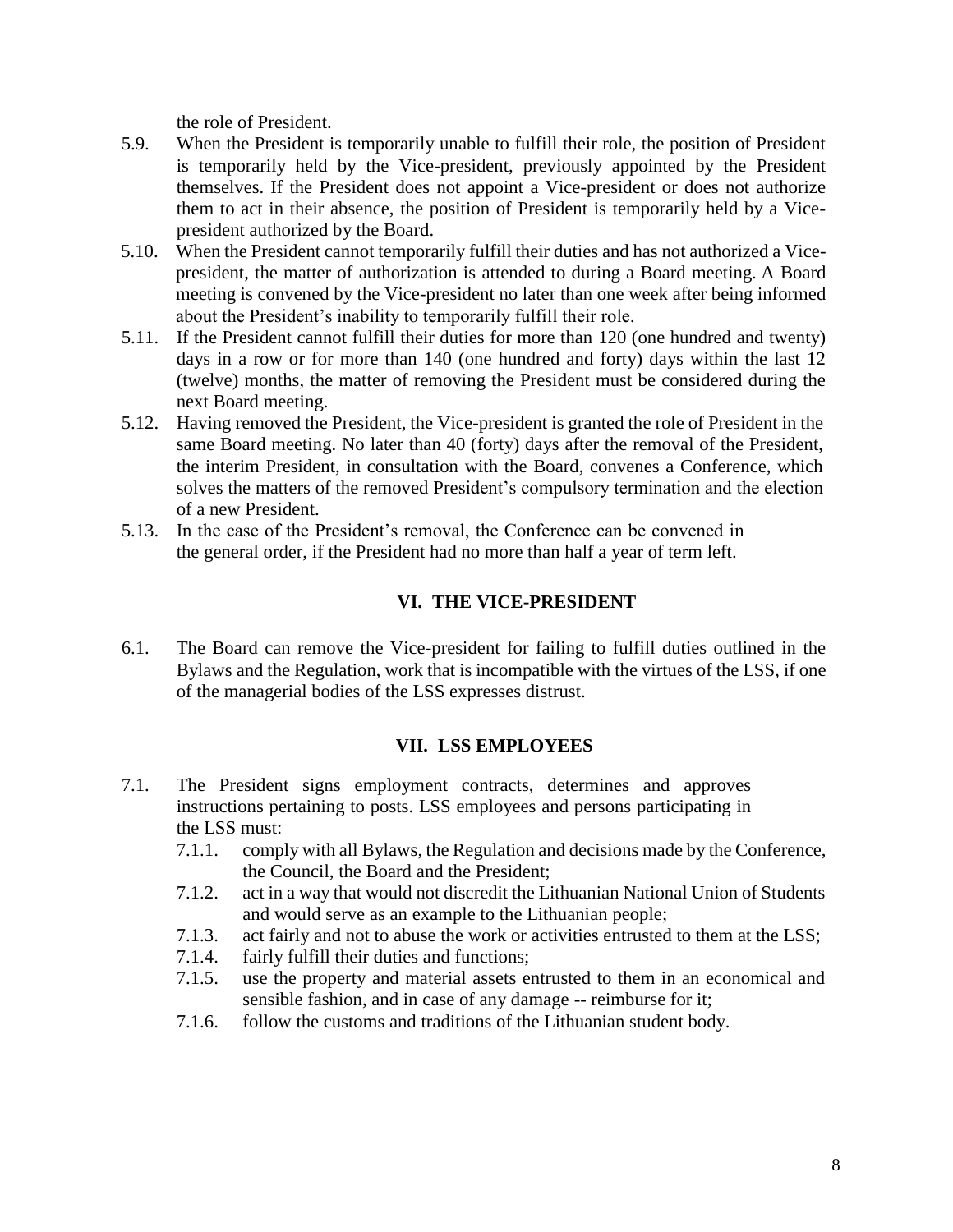the role of President.

5.9. When the President is temporarily unable to fulfill their role, the position of President is temporarily held by the Vice-president, previously appointed by the President themselves. If the President does not appoint a Vice-president or does not authorize them to act in their absence, the position of President is temporarily held by a Vice-president authorized by the Board.

5.10. When the President cannot temporarily fulfill their duties and has not authorized a Vice-president, the matter of authorization is attended to during a Board meeting. A Board meeting is convened by the Vice-president no later than one week after being informed about the President's inability to temporarily fulfill their role.

5.11. If the President cannot fulfill their duties for more than 120 (one hundred and twenty) days in a row or for more than 140 (one hundred and forty) days within the last 12 (twelve) months, the matter of removing the President must be considered during the next Board meeting.

5.12. Having removed the President, the Vice-president is granted the role of President in the same Board meeting. No later than 40 (forty) days after the removal of the President, the interim President, in consultation with the Board, convenes a Conference, which solves the matters of the removed President's compulsory termination and the election of a new President.

5.13. In the case of the President's removal, the Conference can be convened in the general order, if the President had no more than half a year of term left.

## VI. THE VICE-PRESIDENT

6.1. The Board can remove the Vice-president for failing to fulfill duties outlined in the Bylaws and the Regulation, work that is incompatible with the virtues of the LSS, if one of the managerial bodies of the LSS expresses distrust.

## VII. LSS EMPLOYEES

7.1. The President signs employment contracts, determines and approves instructions pertaining to posts. LSS employees and persons participating in the LSS must:

- 7.1.1. comply with all Bylaws, the Regulation and decisions made by the Conference, the Council, the Board and the President;
- 7.1.2. act in a way that would not discredit the Lithuanian National Union of Students and would serve as an example to the Lithuanian people;
- 7.1.3. act fairly and not to abuse the work or activities entrusted to them at the LSS;
- 7.1.4. fairly fulfill their duties and functions;
- 7.1.5. use the property and material assets entrusted to them in an economical and sensible fashion, and in case of any damage -- reimburse for it;
- 7.1.6. follow the customs and traditions of the Lithuanian student body.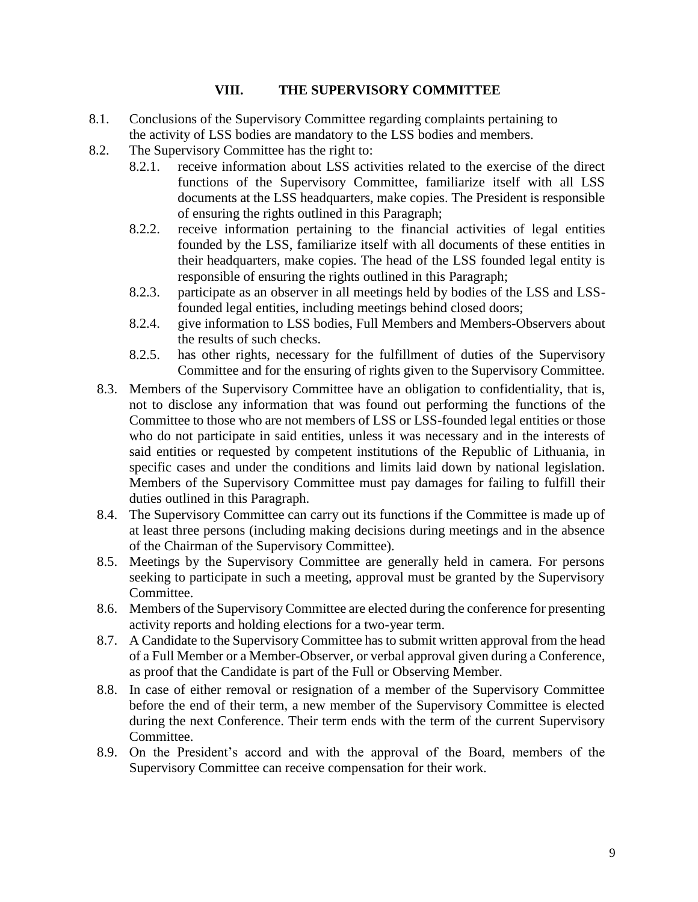## VIII. THE SUPERVISORY COMMITTEE

8.1. Conclusions of the Supervisory Committee regarding complaints pertaining to the activity of LSS bodies are mandatory to the LSS bodies and members.

8.2. The Supervisory Committee has the right to:

- 8.2.1. receive information about LSS activities related to the exercise of the direct functions of the Supervisory Committee, familiarize itself with all LSS documents at the LSS headquarters, make copies. The President is responsible of ensuring the rights outlined in this Paragraph;
- 8.2.2. receive information pertaining to the financial activities of legal entities founded by the LSS, familiarize itself with all documents of these entities in their headquarters, make copies. The head of the LSS founded legal entity is responsible of ensuring the rights outlined in this Paragraph;
- 8.2.3. participate as an observer in all meetings held by bodies of the LSS and LSS-founded legal entities, including meetings behind closed doors;
- 8.2.4. give information to LSS bodies, Full Members and Members-Observers about the results of such checks.
- 8.2.5. has other rights, necessary for the fulfillment of duties of the Supervisory Committee and for the ensuring of rights given to the Supervisory Committee.

8.3. Members of the Supervisory Committee have an obligation to confidentiality, that is, not to disclose any information that was found out performing the functions of the Committee to those who are not members of LSS or LSS-founded legal entities or those who do not participate in said entities, unless it was necessary and in the interests of said entities or requested by competent institutions of the Republic of Lithuania, in specific cases and under the conditions and limits laid down by national legislation. Members of the Supervisory Committee must pay damages for failing to fulfill their duties outlined in this Paragraph.

8.4. The Supervisory Committee can carry out its functions if the Committee is made up of at least three persons (including making decisions during meetings and in the absence of the Chairman of the Supervisory Committee).

8.5. Meetings by the Supervisory Committee are generally held in camera. For persons seeking to participate in such a meeting, approval must be granted by the Supervisory Committee.

8.6. Members of the Supervisory Committee are elected during the conference for presenting activity reports and holding elections for a two-year term.

8.7. A Candidate to the Supervisory Committee has to submit written approval from the head of a Full Member or a Member-Observer, or verbal approval given during a Conference, as proof that the Candidate is part of the Full or Observing Member.

8.8. In case of either removal or resignation of a member of the Supervisory Committee before the end of their term, a new member of the Supervisory Committee is elected during the next Conference. Their term ends with the term of the current Supervisory Committee.

8.9. On the President's accord and with the approval of the Board, members of the Supervisory Committee can receive compensation for their work.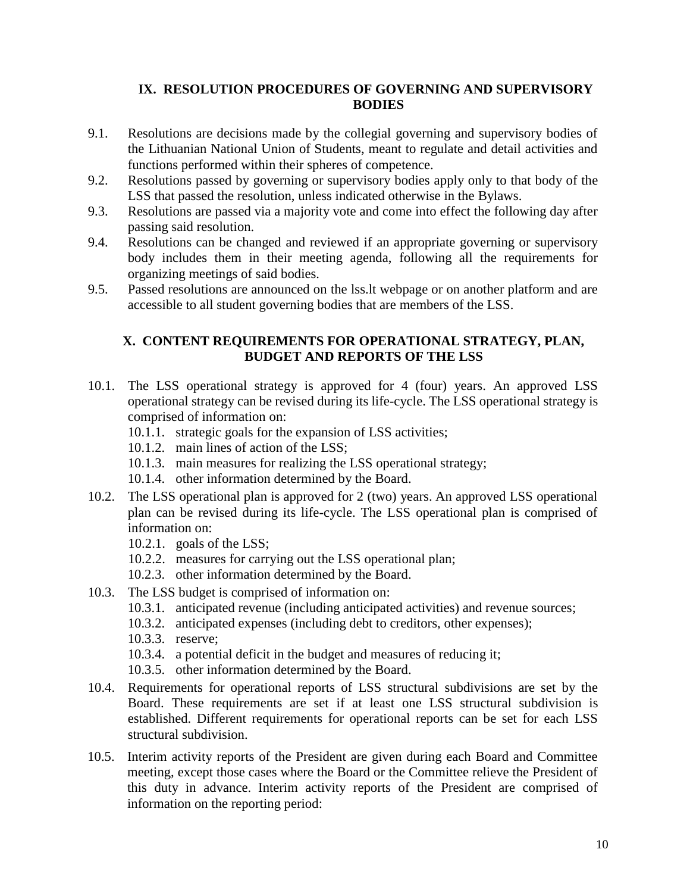## IX. RESOLUTION PROCEDURES OF GOVERNING AND SUPERVISORY BODIES

9.1. Resolutions are decisions made by the collegial governing and supervisory bodies of the Lithuanian National Union of Students, meant to regulate and detail activities and functions performed within their spheres of competence.

9.2. Resolutions passed by governing or supervisory bodies apply only to that body of the LSS that passed the resolution, unless indicated otherwise in the Bylaws.

9.3. Resolutions are passed via a majority vote and come into effect the following day after passing said resolution.

9.4. Resolutions can be changed and reviewed if an appropriate governing or supervisory body includes them in their meeting agenda, following all the requirements for organizing meetings of said bodies.

9.5. Passed resolutions are announced on the lss.lt webpage or on another platform and are accessible to all student governing bodies that are members of the LSS.

## X. CONTENT REQUIREMENTS FOR OPERATIONAL STRATEGY, PLAN, BUDGET AND REPORTS OF THE LSS

10.1. The LSS operational strategy is approved for 4 (four) years. An approved LSS operational strategy can be revised during its life-cycle. The LSS operational strategy is comprised of information on:

- 10.1.1. strategic goals for the expansion of LSS activities;
- 10.1.2. main lines of action of the LSS;
- 10.1.3. main measures for realizing the LSS operational strategy;
- 10.1.4. other information determined by the Board.

10.2. The LSS operational plan is approved for 2 (two) years. An approved LSS operational plan can be revised during its life-cycle. The LSS operational plan is comprised of information on:

- 10.2.1. goals of the LSS;
- 10.2.2. measures for carrying out the LSS operational plan;
- 10.2.3. other information determined by the Board.

10.3. The LSS budget is comprised of information on:

- 10.3.1. anticipated revenue (including anticipated activities) and revenue sources;
- 10.3.2. anticipated expenses (including debt to creditors, other expenses);
- 10.3.3. reserve;
- 10.3.4. a potential deficit in the budget and measures of reducing it;
- 10.3.5. other information determined by the Board.

10.4. Requirements for operational reports of LSS structural subdivisions are set by the Board. These requirements are set if at least one LSS structural subdivision is established. Different requirements for operational reports can be set for each LSS structural subdivision.

10.5. Interim activity reports of the President are given during each Board and Committee meeting, except those cases where the Board or the Committee relieve the President of this duty in advance. Interim activity reports of the President are comprised of information on the reporting period: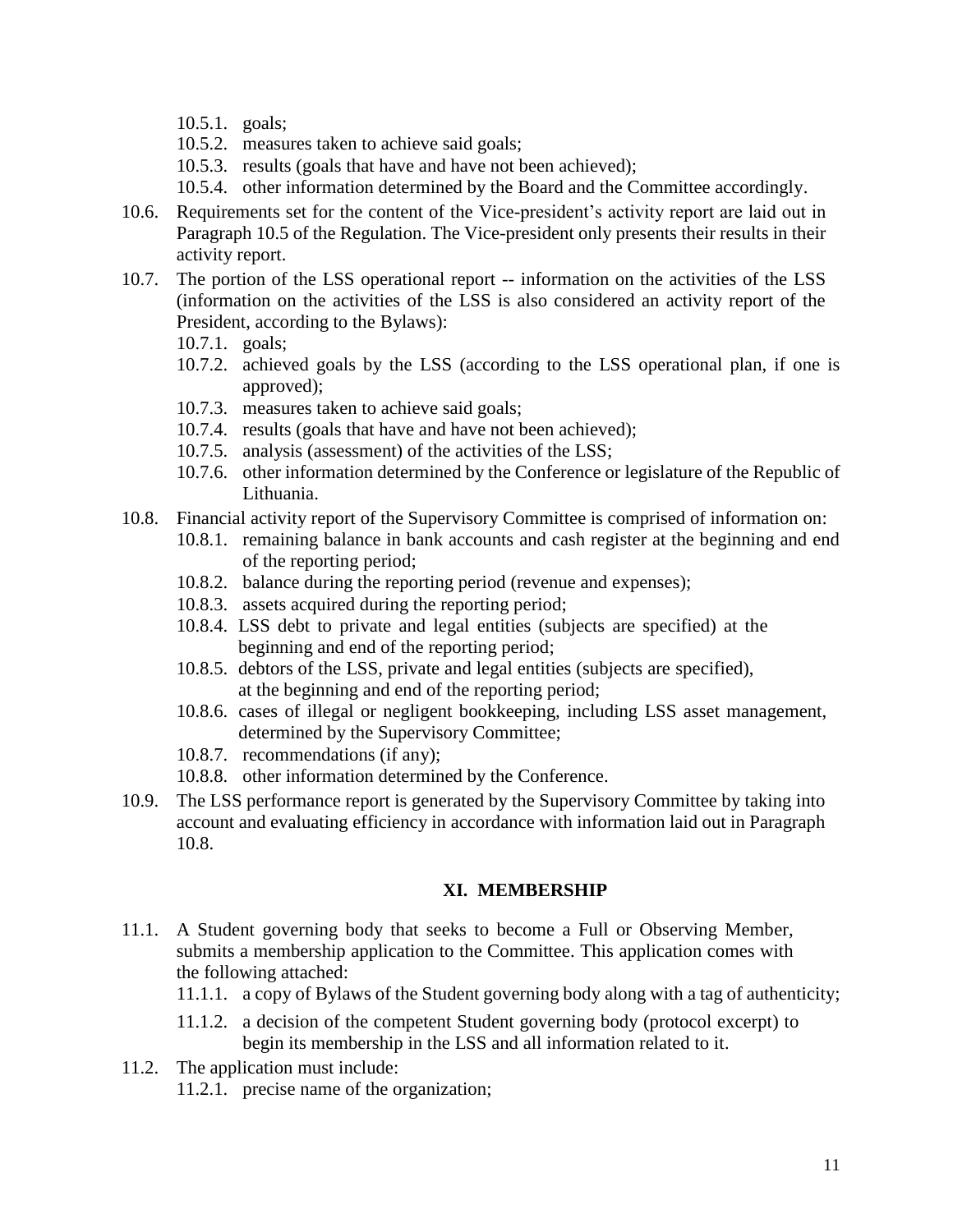10.5.1. goals;
10.5.2. measures taken to achieve said goals;
10.5.3. results (goals that have and have not been achieved);
10.5.4. other information determined by the Board and the Committee accordingly.

10.6. Requirements set for the content of the Vice-president's activity report are laid out in Paragraph 10.5 of the Regulation. The Vice-president only presents their results in their activity report.

10.7. The portion of the LSS operational report -- information on the activities of the LSS (information on the activities of the LSS is also considered an activity report of the President, according to the Bylaws):

10.7.1. goals;
10.7.2. achieved goals by the LSS (according to the LSS operational plan, if one is approved);
10.7.3. measures taken to achieve said goals;
10.7.4. results (goals that have and have not been achieved);
10.7.5. analysis (assessment) of the activities of the LSS;
10.7.6. other information determined by the Conference or legislature of the Republic of Lithuania.

10.8. Financial activity report of the Supervisory Committee is comprised of information on:

10.8.1. remaining balance in bank accounts and cash register at the beginning and end of the reporting period;
10.8.2. balance during the reporting period (revenue and expenses);
10.8.3. assets acquired during the reporting period;
10.8.4. LSS debt to private and legal entities (subjects are specified) at the beginning and end of the reporting period;
10.8.5. debtors of the LSS, private and legal entities (subjects are specified), at the beginning and end of the reporting period;
10.8.6. cases of illegal or negligent bookkeeping, including LSS asset management, determined by the Supervisory Committee;
10.8.7. recommendations (if any);
10.8.8. other information determined by the Conference.

10.9. The LSS performance report is generated by the Supervisory Committee by taking into account and evaluating efficiency in accordance with information laid out in Paragraph 10.8.

## XI. MEMBERSHIP

11.1. A Student governing body that seeks to become a Full or Observing Member, submits a membership application to the Committee. This application comes with the following attached:

11.1.1. a copy of Bylaws of the Student governing body along with a tag of authenticity;
11.1.2. a decision of the competent Student governing body (protocol excerpt) to begin its membership in the LSS and all information related to it.

11.2. The application must include:

11.2.1. precise name of the organization;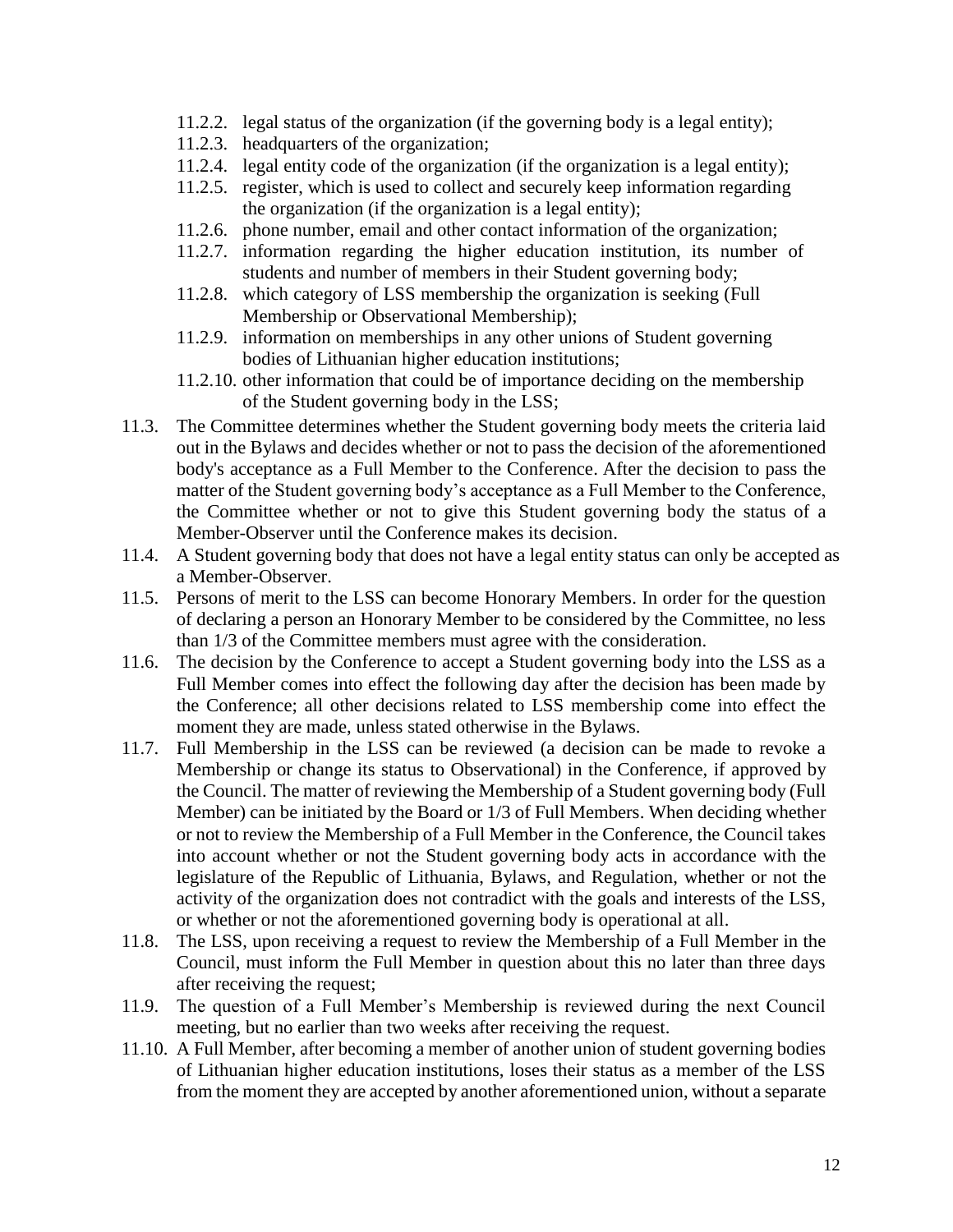- 11.2.2. legal status of the organization (if the governing body is a legal entity);
- 11.2.3. headquarters of the organization;
- 11.2.4. legal entity code of the organization (if the organization is a legal entity);
- 11.2.5. register, which is used to collect and securely keep information regarding the organization (if the organization is a legal entity);
- 11.2.6. phone number, email and other contact information of the organization;
- 11.2.7. information regarding the higher education institution, its number of students and number of members in their Student governing body;
- 11.2.8. which category of LSS membership the organization is seeking (Full Membership or Observational Membership);
- 11.2.9. information on memberships in any other unions of Student governing bodies of Lithuanian higher education institutions;
- 11.2.10. other information that could be of importance deciding on the membership of the Student governing body in the LSS;

11.3. The Committee determines whether the Student governing body meets the criteria laid out in the Bylaws and decides whether or not to pass the decision of the aforementioned body's acceptance as a Full Member to the Conference. After the decision to pass the matter of the Student governing body's acceptance as a Full Member to the Conference, the Committee whether or not to give this Student governing body the status of a Member-Observer until the Conference makes its decision.

11.4. A Student governing body that does not have a legal entity status can only be accepted as a Member-Observer.

11.5. Persons of merit to the LSS can become Honorary Members. In order for the question of declaring a person an Honorary Member to be considered by the Committee, no less than 1/3 of the Committee members must agree with the consideration.

11.6. The decision by the Conference to accept a Student governing body into the LSS as a Full Member comes into effect the following day after the decision has been made by the Conference; all other decisions related to LSS membership come into effect the moment they are made, unless stated otherwise in the Bylaws.

11.7. Full Membership in the LSS can be reviewed (a decision can be made to revoke a Membership or change its status to Observational) in the Conference, if approved by the Council. The matter of reviewing the Membership of a Student governing body (Full Member) can be initiated by the Board or 1/3 of Full Members. When deciding whether or not to review the Membership of a Full Member in the Conference, the Council takes into account whether or not the Student governing body acts in accordance with the legislature of the Republic of Lithuania, Bylaws, and Regulation, whether or not the activity of the organization does not contradict with the goals and interests of the LSS, or whether or not the aforementioned governing body is operational at all.

11.8. The LSS, upon receiving a request to review the Membership of a Full Member in the Council, must inform the Full Member in question about this no later than three days after receiving the request;

11.9. The question of a Full Member's Membership is reviewed during the next Council meeting, but no earlier than two weeks after receiving the request.

11.10. A Full Member, after becoming a member of another union of student governing bodies of Lithuanian higher education institutions, loses their status as a member of the LSS from the moment they are accepted by another aforementioned union, without a separate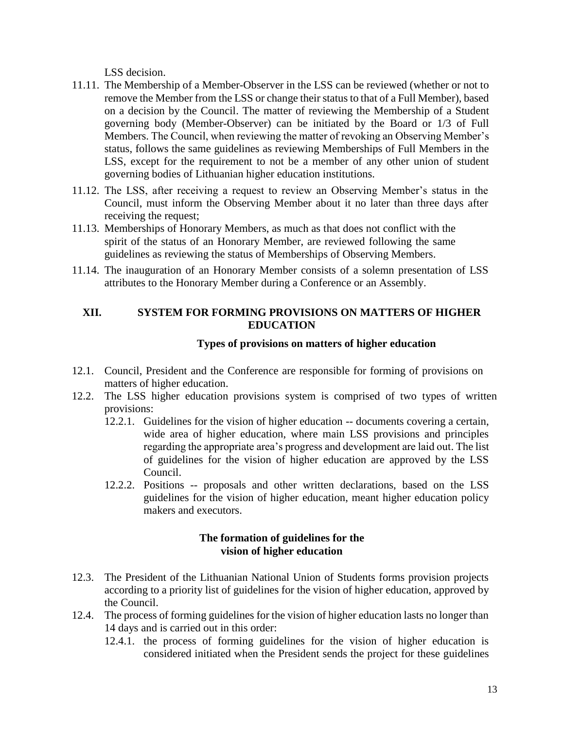LSS decision.

11.11. The Membership of a Member-Observer in the LSS can be reviewed (whether or not to remove the Member from the LSS or change their status to that of a Full Member), based on a decision by the Council. The matter of reviewing the Membership of a Student governing body (Member-Observer) can be initiated by the Board or 1/3 of Full Members. The Council, when reviewing the matter of revoking an Observing Member's status, follows the same guidelines as reviewing Memberships of Full Members in the LSS, except for the requirement to not be a member of any other union of student governing bodies of Lithuanian higher education institutions.

11.12. The LSS, after receiving a request to review an Observing Member's status in the Council, must inform the Observing Member about it no later than three days after receiving the request;

11.13. Memberships of Honorary Members, as much as that does not conflict with the spirit of the status of an Honorary Member, are reviewed following the same guidelines as reviewing the status of Memberships of Observing Members.

11.14. The inauguration of an Honorary Member consists of a solemn presentation of LSS attributes to the Honorary Member during a Conference or an Assembly.

## XII. SYSTEM FOR FORMING PROVISIONS ON MATTERS OF HIGHER EDUCATION

### Types of provisions on matters of higher education

12.1. Council, President and the Conference are responsible for forming of provisions on matters of higher education.

12.2. The LSS higher education provisions system is comprised of two types of written provisions:

- 12.2.1. Guidelines for the vision of higher education -- documents covering a certain, wide area of higher education, where main LSS provisions and principles regarding the appropriate area's progress and development are laid out. The list of guidelines for the vision of higher education are approved by the LSS Council.
- 12.2.2. Positions -- proposals and other written declarations, based on the LSS guidelines for the vision of higher education, meant higher education policy makers and executors.

### The formation of guidelines for the vision of higher education

12.3. The President of the Lithuanian National Union of Students forms provision projects according to a priority list of guidelines for the vision of higher education, approved by the Council.

12.4. The process of forming guidelines for the vision of higher education lasts no longer than 14 days and is carried out in this order:

- 12.4.1. the process of forming guidelines for the vision of higher education is considered initiated when the President sends the project for these guidelines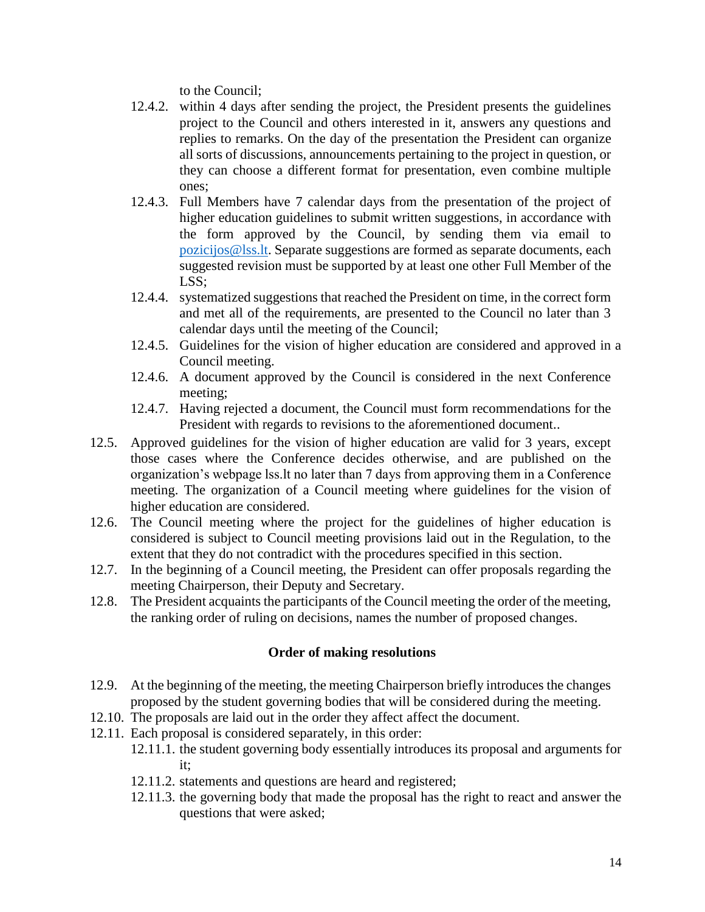to the Council;

- 12.4.2. within 4 days after sending the project, the President presents the guidelines project to the Council and others interested in it, answers any questions and replies to remarks. On the day of the presentation the President can organize all sorts of discussions, announcements pertaining to the project in question, or they can choose a different format for presentation, even combine multiple ones;
- 12.4.3. Full Members have 7 calendar days from the presentation of the project of higher education guidelines to submit written suggestions, in accordance with the form approved by the Council, by sending them via email to pozicijos@lss.lt. Separate suggestions are formed as separate documents, each suggested revision must be supported by at least one other Full Member of the LSS;
- 12.4.4. systematized suggestions that reached the President on time, in the correct form and met all of the requirements, are presented to the Council no later than 3 calendar days until the meeting of the Council;
- 12.4.5. Guidelines for the vision of higher education are considered and approved in a Council meeting.
- 12.4.6. A document approved by the Council is considered in the next Conference meeting;
- 12.4.7. Having rejected a document, the Council must form recommendations for the President with regards to revisions to the aforementioned document..

12.5. Approved guidelines for the vision of higher education are valid for 3 years, except those cases where the Conference decides otherwise, and are published on the organization's webpage lss.lt no later than 7 days from approving them in a Conference meeting. The organization of a Council meeting where guidelines for the vision of higher education are considered.

12.6. The Council meeting where the project for the guidelines of higher education is considered is subject to Council meeting provisions laid out in the Regulation, to the extent that they do not contradict with the procedures specified in this section.

12.7. In the beginning of a Council meeting, the President can offer proposals regarding the meeting Chairperson, their Deputy and Secretary.

12.8. The President acquaints the participants of the Council meeting the order of the meeting, the ranking order of ruling on decisions, names the number of proposed changes.

### Order of making resolutions

12.9. At the beginning of the meeting, the meeting Chairperson briefly introduces the changes proposed by the student governing bodies that will be considered during the meeting.

12.10. The proposals are laid out in the order they affect affect the document.

12.11. Each proposal is considered separately, in this order:

- 12.11.1. the student governing body essentially introduces its proposal and arguments for it;
- 12.11.2. statements and questions are heard and registered;
- 12.11.3. the governing body that made the proposal has the right to react and answer the questions that were asked;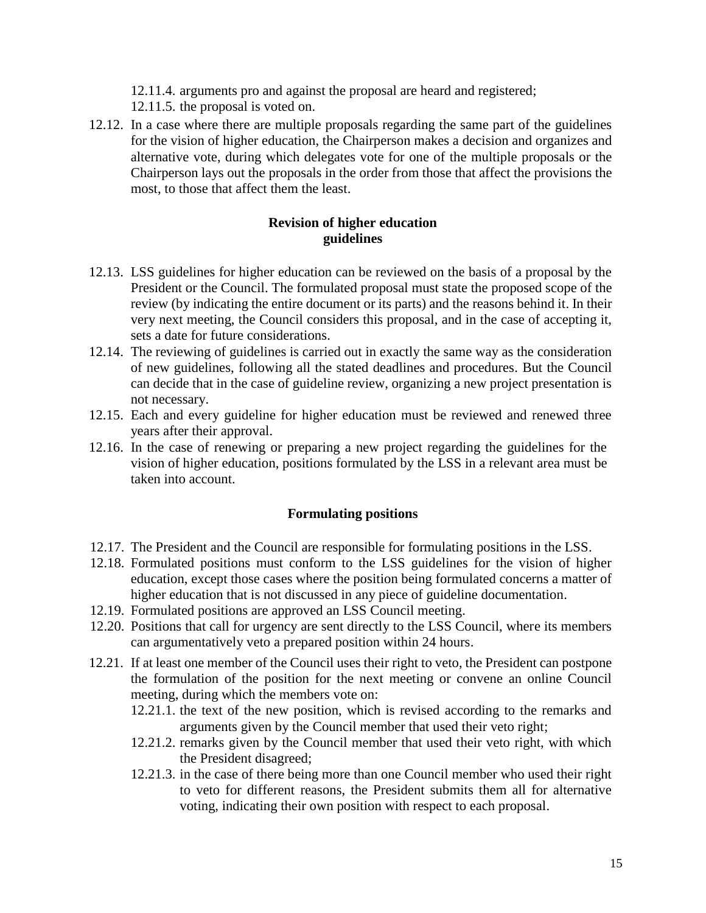12.11.4. arguments pro and against the proposal are heard and registered;

12.11.5. the proposal is voted on.

12.12. In a case where there are multiple proposals regarding the same part of the guidelines for the vision of higher education, the Chairperson makes a decision and organizes and alternative vote, during which delegates vote for one of the multiple proposals or the Chairperson lays out the proposals in the order from those that affect the provisions the most, to those that affect them the least.

**Revision of higher education guidelines**

12.13. LSS guidelines for higher education can be reviewed on the basis of a proposal by the President or the Council. The formulated proposal must state the proposed scope of the review (by indicating the entire document or its parts) and the reasons behind it. In their very next meeting, the Council considers this proposal, and in the case of accepting it, sets a date for future considerations.

12.14. The reviewing of guidelines is carried out in exactly the same way as the consideration of new guidelines, following all the stated deadlines and procedures. But the Council can decide that in the case of guideline review, organizing a new project presentation is not necessary.

12.15. Each and every guideline for higher education must be reviewed and renewed three years after their approval.

12.16. In the case of renewing or preparing a new project regarding the guidelines for the vision of higher education, positions formulated by the LSS in a relevant area must be taken into account.

**Formulating positions**

12.17. The President and the Council are responsible for formulating positions in the LSS.

12.18. Formulated positions must conform to the LSS guidelines for the vision of higher education, except those cases where the position being formulated concerns a matter of higher education that is not discussed in any piece of guideline documentation.

12.19. Formulated positions are approved an LSS Council meeting.

12.20. Positions that call for urgency are sent directly to the LSS Council, where its members can argumentatively veto a prepared position within 24 hours.

12.21. If at least one member of the Council uses their right to veto, the President can postpone the formulation of the position for the next meeting or convene an online Council meeting, during which the members vote on:

12.21.1. the text of the new position, which is revised according to the remarks and arguments given by the Council member that used their veto right;

12.21.2. remarks given by the Council member that used their veto right, with which the President disagreed;

12.21.3. in the case of there being more than one Council member who used their right to veto for different reasons, the President submits them all for alternative voting, indicating their own position with respect to each proposal.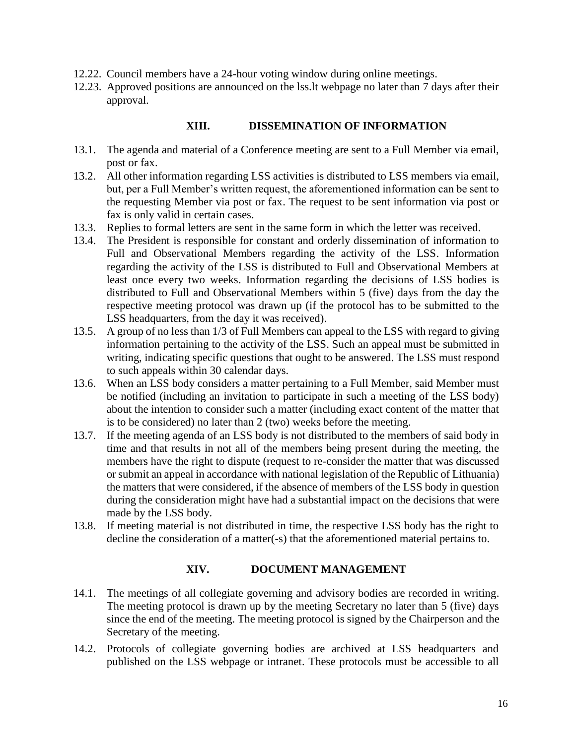12.22. Council members have a 24-hour voting window during online meetings.

12.23. Approved positions are announced on the lss.lt webpage no later than 7 days after their approval.

## XIII. DISSEMINATION OF INFORMATION

13.1. The agenda and material of a Conference meeting are sent to a Full Member via email, post or fax.

13.2. All other information regarding LSS activities is distributed to LSS members via email, but, per a Full Member's written request, the aforementioned information can be sent to the requesting Member via post or fax. The request to be sent information via post or fax is only valid in certain cases.

13.3. Replies to formal letters are sent in the same form in which the letter was received.

13.4. The President is responsible for constant and orderly dissemination of information to Full and Observational Members regarding the activity of the LSS. Information regarding the activity of the LSS is distributed to Full and Observational Members at least once every two weeks. Information regarding the decisions of LSS bodies is distributed to Full and Observational Members within 5 (five) days from the day the respective meeting protocol was drawn up (if the protocol has to be submitted to the LSS headquarters, from the day it was received).

13.5. A group of no less than 1/3 of Full Members can appeal to the LSS with regard to giving information pertaining to the activity of the LSS. Such an appeal must be submitted in writing, indicating specific questions that ought to be answered. The LSS must respond to such appeals within 30 calendar days.

13.6. When an LSS body considers a matter pertaining to a Full Member, said Member must be notified (including an invitation to participate in such a meeting of the LSS body) about the intention to consider such a matter (including exact content of the matter that is to be considered) no later than 2 (two) weeks before the meeting.

13.7. If the meeting agenda of an LSS body is not distributed to the members of said body in time and that results in not all of the members being present during the meeting, the members have the right to dispute (request to re-consider the matter that was discussed or submit an appeal in accordance with national legislation of the Republic of Lithuania) the matters that were considered, if the absence of members of the LSS body in question during the consideration might have had a substantial impact on the decisions that were made by the LSS body.

13.8. If meeting material is not distributed in time, the respective LSS body has the right to decline the consideration of a matter(-s) that the aforementioned material pertains to.

## XIV. DOCUMENT MANAGEMENT

14.1. The meetings of all collegiate governing and advisory bodies are recorded in writing. The meeting protocol is drawn up by the meeting Secretary no later than 5 (five) days since the end of the meeting. The meeting protocol is signed by the Chairperson and the Secretary of the meeting.

14.2. Protocols of collegiate governing bodies are archived at LSS headquarters and published on the LSS webpage or intranet. These protocols must be accessible to all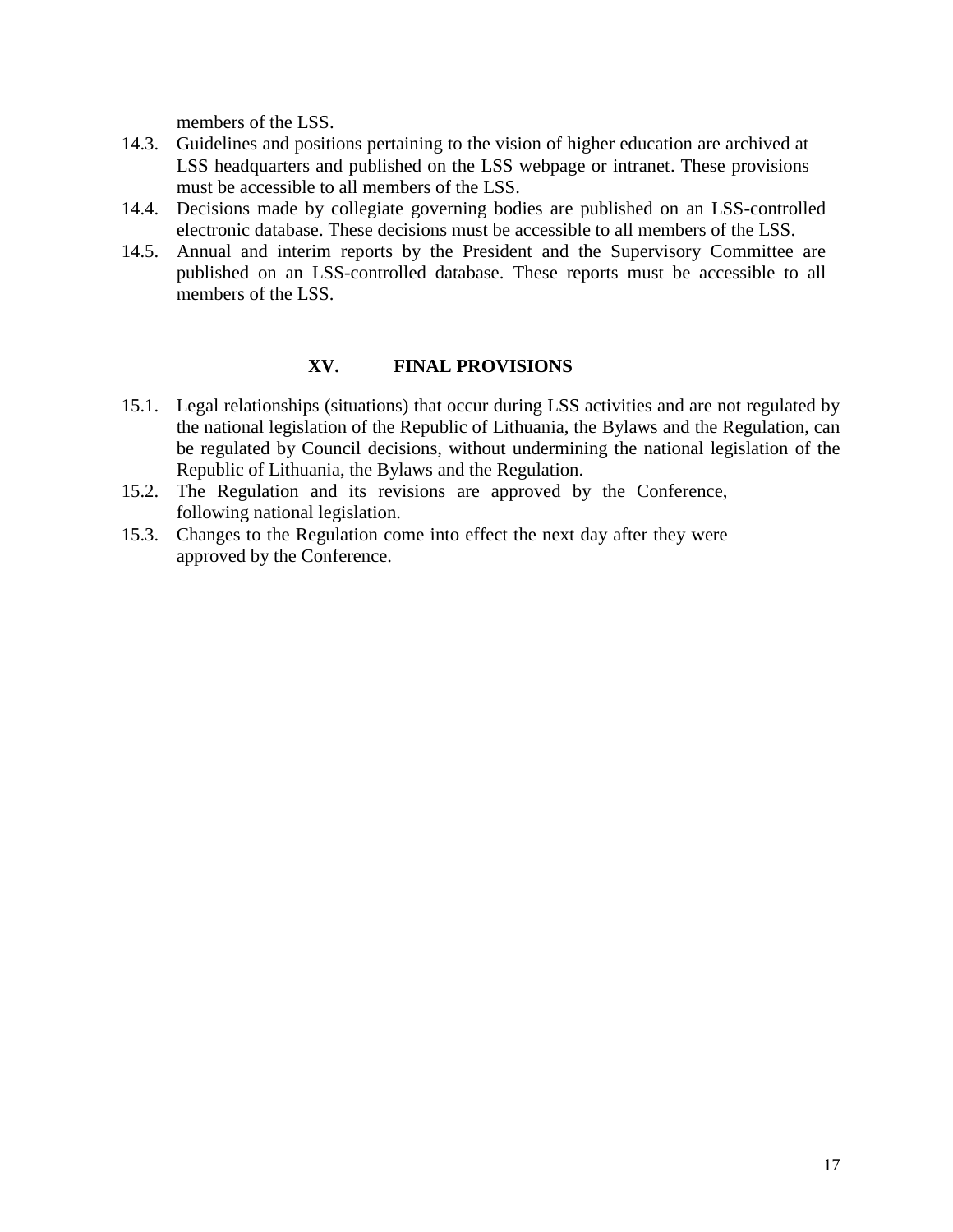members of the LSS.

14.3. Guidelines and positions pertaining to the vision of higher education are archived at LSS headquarters and published on the LSS webpage or intranet. These provisions must be accessible to all members of the LSS.

14.4. Decisions made by collegiate governing bodies are published on an LSS-controlled electronic database. These decisions must be accessible to all members of the LSS.

14.5. Annual and interim reports by the President and the Supervisory Committee are published on an LSS-controlled database. These reports must be accessible to all members of the LSS.

## XV. FINAL PROVISIONS

15.1. Legal relationships (situations) that occur during LSS activities and are not regulated by the national legislation of the Republic of Lithuania, the Bylaws and the Regulation, can be regulated by Council decisions, without undermining the national legislation of the Republic of Lithuania, the Bylaws and the Regulation.

15.2. The Regulation and its revisions are approved by the Conference, following national legislation.

15.3. Changes to the Regulation come into effect the next day after they were approved by the Conference.